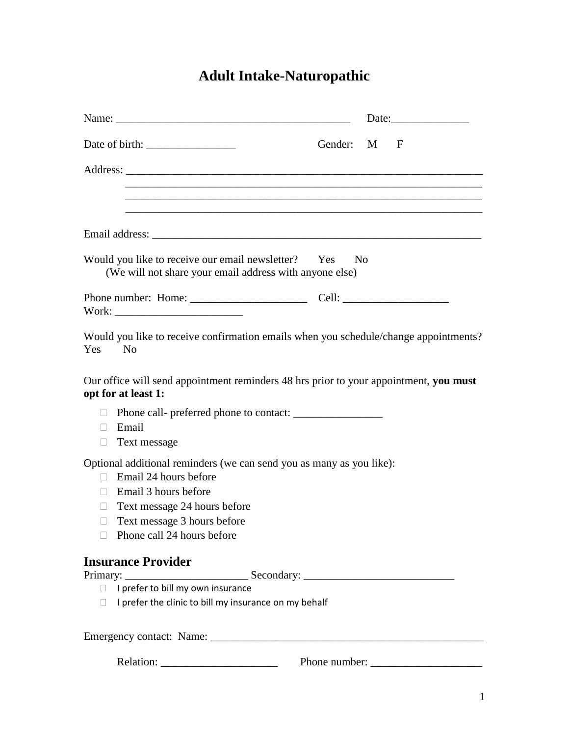# Adult Intake-Naturopathic

Name: __________________________________________ Date:______________

Date of birth: ________________ Gender: M F

Address: ___________________________________________________________________

___________________________________________________________________

___________________________________________________________________

___________________________________________________________________

Email address: _____________________________________________________________

Would you like to receive our email newsletter? Yes No
(We will not share your email address with anyone else)

Phone number: Home: _____________________ Cell: ___________________
Work: ________________________

Would you like to receive confirmation emails when you schedule/change appointments?
Yes No

Our office will send appointment reminders 48 hrs prior to your appointment, **you must opt for at least 1:**

- ☐ Phone call- preferred phone to contact: ________________
- ☐ Email
- ☐ Text message

Optional additional reminders (we can send you as many as you like):

- ☐ Email 24 hours before
- ☐ Email 3 hours before
- ☐ Text message 24 hours before
- ☐ Text message 3 hours before
- ☐ Phone call 24 hours before

## Insurance Provider

Primary: ______________________ Secondary: ___________________________

- ☐ I prefer to bill my own insurance
- ☐ I prefer the clinic to bill my insurance on my behalf

Emergency contact: Name: ___________________________________________________

Relation: _____________________ Phone number: ____________________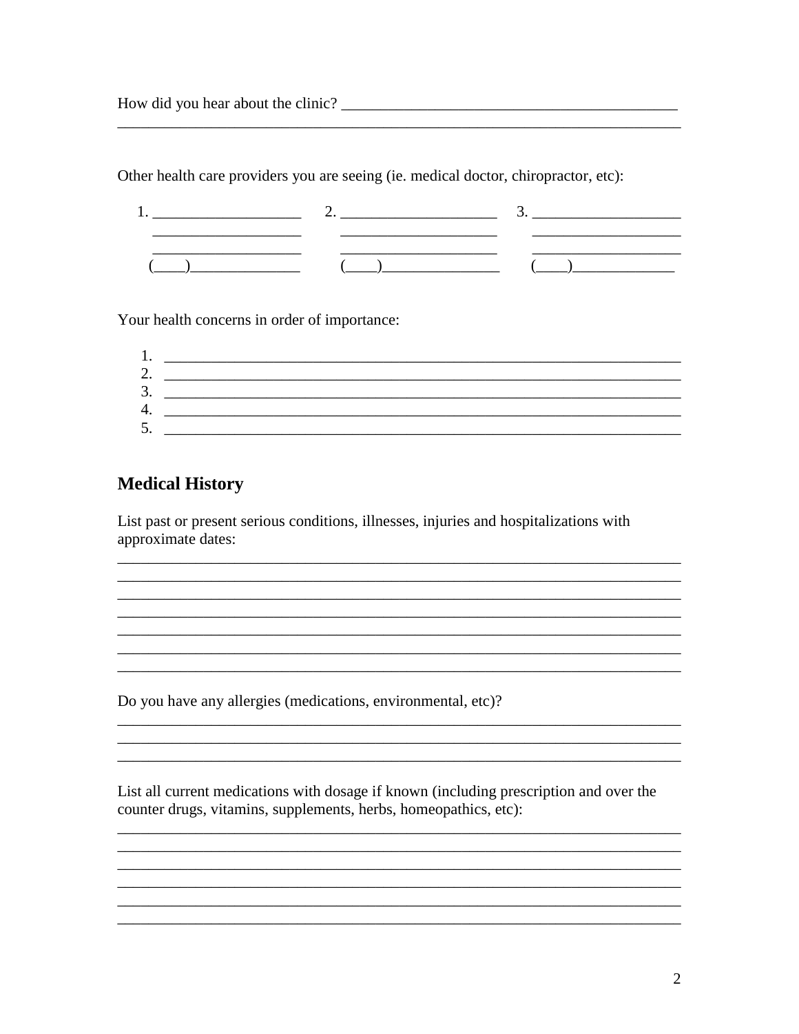How did you hear about the clinic? ___________________________________________
_________________________________________________________________________

Other health care providers you are seeing (ie. medical doctor, chiropractor, etc):

| 1. ___________________ | 2. ____________________ | 3. ___________________ |
|---|---|---|
| ___________________ | ____________________ | ___________________ |
| ___________________ | ____________________ | ___________________ |
| (____)______________ | (____)_______________ | (____)_____________ |

Your health concerns in order of importance:

1. ____________________________________________________________________
2. ____________________________________________________________________
3. ____________________________________________________________________
4. ____________________________________________________________________
5. ____________________________________________________________________

## Medical History

List past or present serious conditions, illnesses, injuries and hospitalizations with approximate dates:
_________________________________________________________________________
_________________________________________________________________________
_________________________________________________________________________
_________________________________________________________________________
_________________________________________________________________________
_________________________________________________________________________
_________________________________________________________________________

Do you have any allergies (medications, environmental, etc)?
_________________________________________________________________________
_________________________________________________________________________
_________________________________________________________________________

List all current medications with dosage if known (including prescription and over the counter drugs, vitamins, supplements, herbs, homeopathics, etc):
_________________________________________________________________________
_________________________________________________________________________
_________________________________________________________________________
_________________________________________________________________________
_________________________________________________________________________
_________________________________________________________________________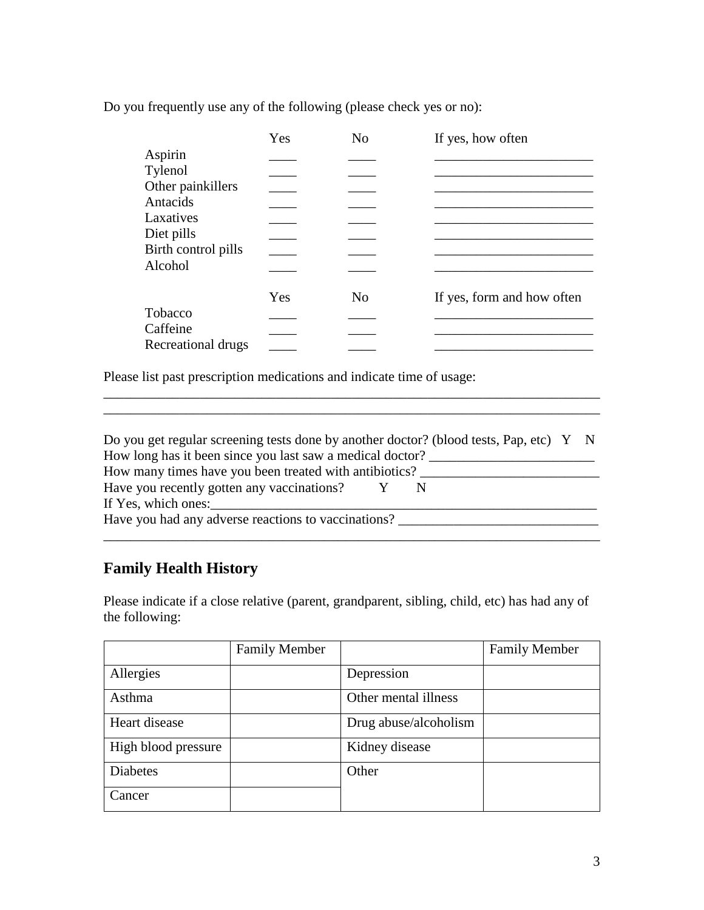Do you frequently use any of the following (please check yes or no):

| | Yes | No | If yes, how often |
|---|---|---|---|
| Aspirin | ____ | ____ | ________________________ |
| Tylenol | ____ | ____ | ________________________ |
| Other painkillers | ____ | ____ | ________________________ |
| Antacids | ____ | ____ | ________________________ |
| Laxatives | ____ | ____ | ________________________ |
| Diet pills | ____ | ____ | ________________________ |
| Birth control pills | ____ | ____ | ________________________ |
| Alcohol | ____ | ____ | ________________________ |

| | Yes | No | If yes, form and how often |
|---|---|---|---|
| Tobacco | ____ | ____ | ________________________ |
| Caffeine | ____ | ____ | ________________________ |
| Recreational drugs | ____ | ____ | ________________________ |

Please list past prescription medications and indicate time of usage:
____________________________________________________________________________
____________________________________________________________________________

Do you get regular screening tests done by another doctor? (blood tests, Pap, etc) Y N
How long has it been since you last saw a medical doctor? ________________________
How many times have you been treated with antibiotics? __________________________
Have you recently gotten any vaccinations? Y N
If Yes, which ones:_________________________________________________________
Have you had any adverse reactions to vaccinations? _____________________________
____________________________________________________________________________

## Family Health History

Please indicate if a close relative (parent, grandparent, sibling, child, etc) has had any of the following:

| | Family Member | | Family Member |
|---|---|---|---|
| Allergies | | Depression | |
| Asthma | | Other mental illness | |
| Heart disease | | Drug abuse/alcoholism | |
| High blood pressure | | Kidney disease | |
| Diabetes | | Other | |
| Cancer | | | |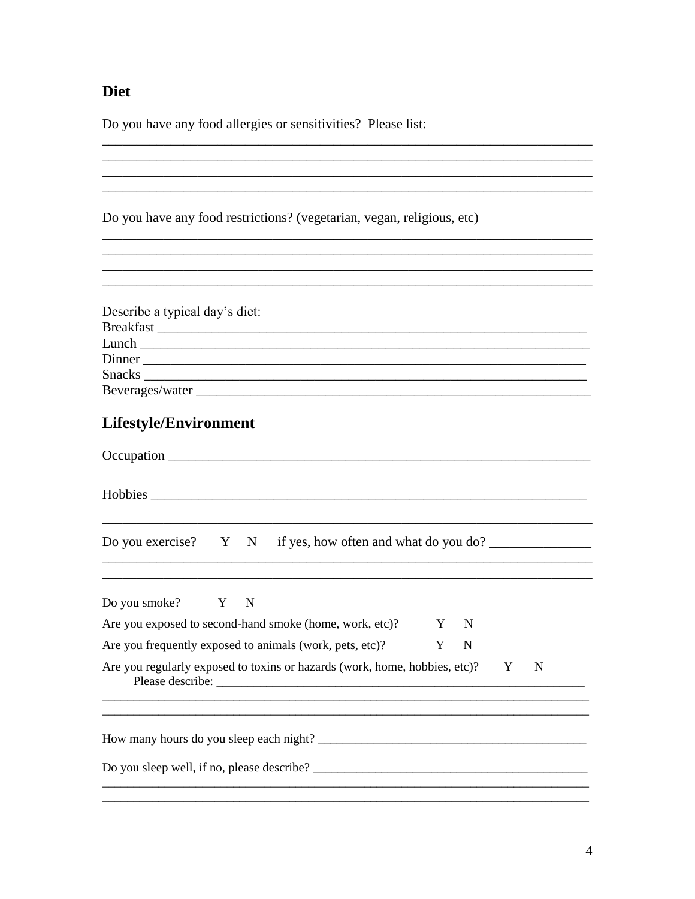## Diet

Do you have any food allergies or sensitivities? Please list:

\_\_\_\_\_\_\_\_\_\_\_\_\_\_\_\_\_\_\_\_\_\_\_\_\_\_\_\_\_\_\_\_\_\_\_\_\_\_\_\_\_\_\_\_\_\_\_\_\_\_\_\_\_\_\_\_\_\_\_\_\_\_\_\_\_\_\_\_\_\_\_\_
\_\_\_\_\_\_\_\_\_\_\_\_\_\_\_\_\_\_\_\_\_\_\_\_\_\_\_\_\_\_\_\_\_\_\_\_\_\_\_\_\_\_\_\_\_\_\_\_\_\_\_\_\_\_\_\_\_\_\_\_\_\_\_\_\_\_\_\_\_\_\_\_
\_\_\_\_\_\_\_\_\_\_\_\_\_\_\_\_\_\_\_\_\_\_\_\_\_\_\_\_\_\_\_\_\_\_\_\_\_\_\_\_\_\_\_\_\_\_\_\_\_\_\_\_\_\_\_\_\_\_\_\_\_\_\_\_\_\_\_\_\_\_\_\_
\_\_\_\_\_\_\_\_\_\_\_\_\_\_\_\_\_\_\_\_\_\_\_\_\_\_\_\_\_\_\_\_\_\_\_\_\_\_\_\_\_\_\_\_\_\_\_\_\_\_\_\_\_\_\_\_\_\_\_\_\_\_\_\_\_\_\_\_\_\_\_\_

Do you have any food restrictions? (vegetarian, vegan, religious, etc)

\_\_\_\_\_\_\_\_\_\_\_\_\_\_\_\_\_\_\_\_\_\_\_\_\_\_\_\_\_\_\_\_\_\_\_\_\_\_\_\_\_\_\_\_\_\_\_\_\_\_\_\_\_\_\_\_\_\_\_\_\_\_\_\_\_\_\_\_\_\_\_\_
\_\_\_\_\_\_\_\_\_\_\_\_\_\_\_\_\_\_\_\_\_\_\_\_\_\_\_\_\_\_\_\_\_\_\_\_\_\_\_\_\_\_\_\_\_\_\_\_\_\_\_\_\_\_\_\_\_\_\_\_\_\_\_\_\_\_\_\_\_\_\_\_
\_\_\_\_\_\_\_\_\_\_\_\_\_\_\_\_\_\_\_\_\_\_\_\_\_\_\_\_\_\_\_\_\_\_\_\_\_\_\_\_\_\_\_\_\_\_\_\_\_\_\_\_\_\_\_\_\_\_\_\_\_\_\_\_\_\_\_\_\_\_\_\_
\_\_\_\_\_\_\_\_\_\_\_\_\_\_\_\_\_\_\_\_\_\_\_\_\_\_\_\_\_\_\_\_\_\_\_\_\_\_\_\_\_\_\_\_\_\_\_\_\_\_\_\_\_\_\_\_\_\_\_\_\_\_\_\_\_\_\_\_\_\_\_\_

Describe a typical day's diet:
Breakfast \_\_\_\_\_\_\_\_\_\_\_\_\_\_\_\_\_\_\_\_\_\_\_\_\_\_\_\_\_\_\_\_\_\_\_\_\_\_\_\_\_\_\_\_\_\_\_\_\_\_\_\_\_\_\_\_\_\_\_\_\_\_
Lunch \_\_\_\_\_\_\_\_\_\_\_\_\_\_\_\_\_\_\_\_\_\_\_\_\_\_\_\_\_\_\_\_\_\_\_\_\_\_\_\_\_\_\_\_\_\_\_\_\_\_\_\_\_\_\_\_\_\_\_\_\_\_\_\_\_
Dinner \_\_\_\_\_\_\_\_\_\_\_\_\_\_\_\_\_\_\_\_\_\_\_\_\_\_\_\_\_\_\_\_\_\_\_\_\_\_\_\_\_\_\_\_\_\_\_\_\_\_\_\_\_\_\_\_\_\_\_\_\_\_\_\_
Snacks \_\_\_\_\_\_\_\_\_\_\_\_\_\_\_\_\_\_\_\_\_\_\_\_\_\_\_\_\_\_\_\_\_\_\_\_\_\_\_\_\_\_\_\_\_\_\_\_\_\_\_\_\_\_\_\_\_\_\_\_\_\_\_\_
Beverages/water \_\_\_\_\_\_\_\_\_\_\_\_\_\_\_\_\_\_\_\_\_\_\_\_\_\_\_\_\_\_\_\_\_\_\_\_\_\_\_\_\_\_\_\_\_\_\_\_\_\_\_\_\_\_\_\_\_\_

## Lifestyle/Environment

Occupation \_\_\_\_\_\_\_\_\_\_\_\_\_\_\_\_\_\_\_\_\_\_\_\_\_\_\_\_\_\_\_\_\_\_\_\_\_\_\_\_\_\_\_\_\_\_\_\_\_\_\_\_\_\_\_\_\_\_\_\_\_\_

Hobbies \_\_\_\_\_\_\_\_\_\_\_\_\_\_\_\_\_\_\_\_\_\_\_\_\_\_\_\_\_\_\_\_\_\_\_\_\_\_\_\_\_\_\_\_\_\_\_\_\_\_\_\_\_\_\_\_\_\_\_\_\_\_\_\_
\_\_\_\_\_\_\_\_\_\_\_\_\_\_\_\_\_\_\_\_\_\_\_\_\_\_\_\_\_\_\_\_\_\_\_\_\_\_\_\_\_\_\_\_\_\_\_\_\_\_\_\_\_\_\_\_\_\_\_\_\_\_\_\_\_\_\_\_\_\_\_\_

Do you exercise? Y N if yes, how often and what do you do? \_\_\_\_\_\_\_\_\_\_\_\_\_\_\_
\_\_\_\_\_\_\_\_\_\_\_\_\_\_\_\_\_\_\_\_\_\_\_\_\_\_\_\_\_\_\_\_\_\_\_\_\_\_\_\_\_\_\_\_\_\_\_\_\_\_\_\_\_\_\_\_\_\_\_\_\_\_\_\_\_\_\_\_\_\_\_\_
\_\_\_\_\_\_\_\_\_\_\_\_\_\_\_\_\_\_\_\_\_\_\_\_\_\_\_\_\_\_\_\_\_\_\_\_\_\_\_\_\_\_\_\_\_\_\_\_\_\_\_\_\_\_\_\_\_\_\_\_\_\_\_\_\_\_\_\_\_\_\_\_

Do you smoke? Y N

Are you exposed to second-hand smoke (home, work, etc)? Y N

Are you frequently exposed to animals (work, pets, etc)? Y N

Are you regularly exposed to toxins or hazards (work, home, hobbies, etc)? Y N
Please describe: \_\_\_\_\_\_\_\_\_\_\_\_\_\_\_\_\_\_\_\_\_\_\_\_\_\_\_\_\_\_\_\_\_\_\_\_\_\_\_\_\_\_\_\_\_\_\_\_\_\_\_\_\_\_\_\_\_\_\_\_
\_\_\_\_\_\_\_\_\_\_\_\_\_\_\_\_\_\_\_\_\_\_\_\_\_\_\_\_\_\_\_\_\_\_\_\_\_\_\_\_\_\_\_\_\_\_\_\_\_\_\_\_\_\_\_\_\_\_\_\_\_\_\_\_\_\_\_\_\_\_\_\_
\_\_\_\_\_\_\_\_\_\_\_\_\_\_\_\_\_\_\_\_\_\_\_\_\_\_\_\_\_\_\_\_\_\_\_\_\_\_\_\_\_\_\_\_\_\_\_\_\_\_\_\_\_\_\_\_\_\_\_\_\_\_\_\_\_\_\_\_\_\_\_\_

How many hours do you sleep each night? \_\_\_\_\_\_\_\_\_\_\_\_\_\_\_\_\_\_\_\_\_\_\_\_\_\_\_\_\_\_\_\_\_\_\_\_\_\_\_\_\_\_

Do you sleep well, if no, please describe? \_\_\_\_\_\_\_\_\_\_\_\_\_\_\_\_\_\_\_\_\_\_\_\_\_\_\_\_\_\_\_\_\_\_\_\_\_\_\_\_\_\_
\_\_\_\_\_\_\_\_\_\_\_\_\_\_\_\_\_\_\_\_\_\_\_\_\_\_\_\_\_\_\_\_\_\_\_\_\_\_\_\_\_\_\_\_\_\_\_\_\_\_\_\_\_\_\_\_\_\_\_\_\_\_\_\_\_\_\_\_\_\_\_\_
\_\_\_\_\_\_\_\_\_\_\_\_\_\_\_\_\_\_\_\_\_\_\_\_\_\_\_\_\_\_\_\_\_\_\_\_\_\_\_\_\_\_\_\_\_\_\_\_\_\_\_\_\_\_\_\_\_\_\_\_\_\_\_\_\_\_\_\_\_\_\_\_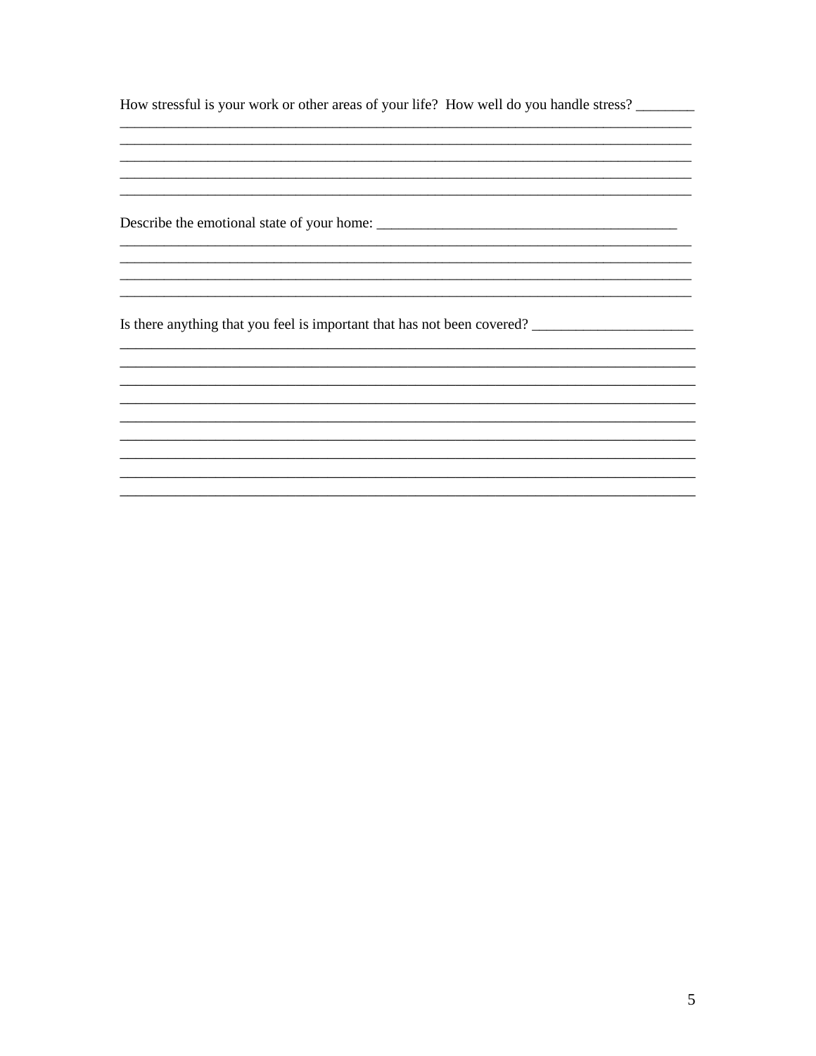How stressful is your work or other areas of your life? How well do you handle stress? ________
_____________________________________________________________________________
_____________________________________________________________________________
_____________________________________________________________________________
_____________________________________________________________________________
_____________________________________________________________________________

Describe the emotional state of your home: ________________________________________
_____________________________________________________________________________
_____________________________________________________________________________
_____________________________________________________________________________
_____________________________________________________________________________

Is there anything that you feel is important that has not been covered? _____________________
_____________________________________________________________________________
_____________________________________________________________________________
_____________________________________________________________________________
_____________________________________________________________________________
_____________________________________________________________________________
_____________________________________________________________________________
_____________________________________________________________________________
_____________________________________________________________________________
_____________________________________________________________________________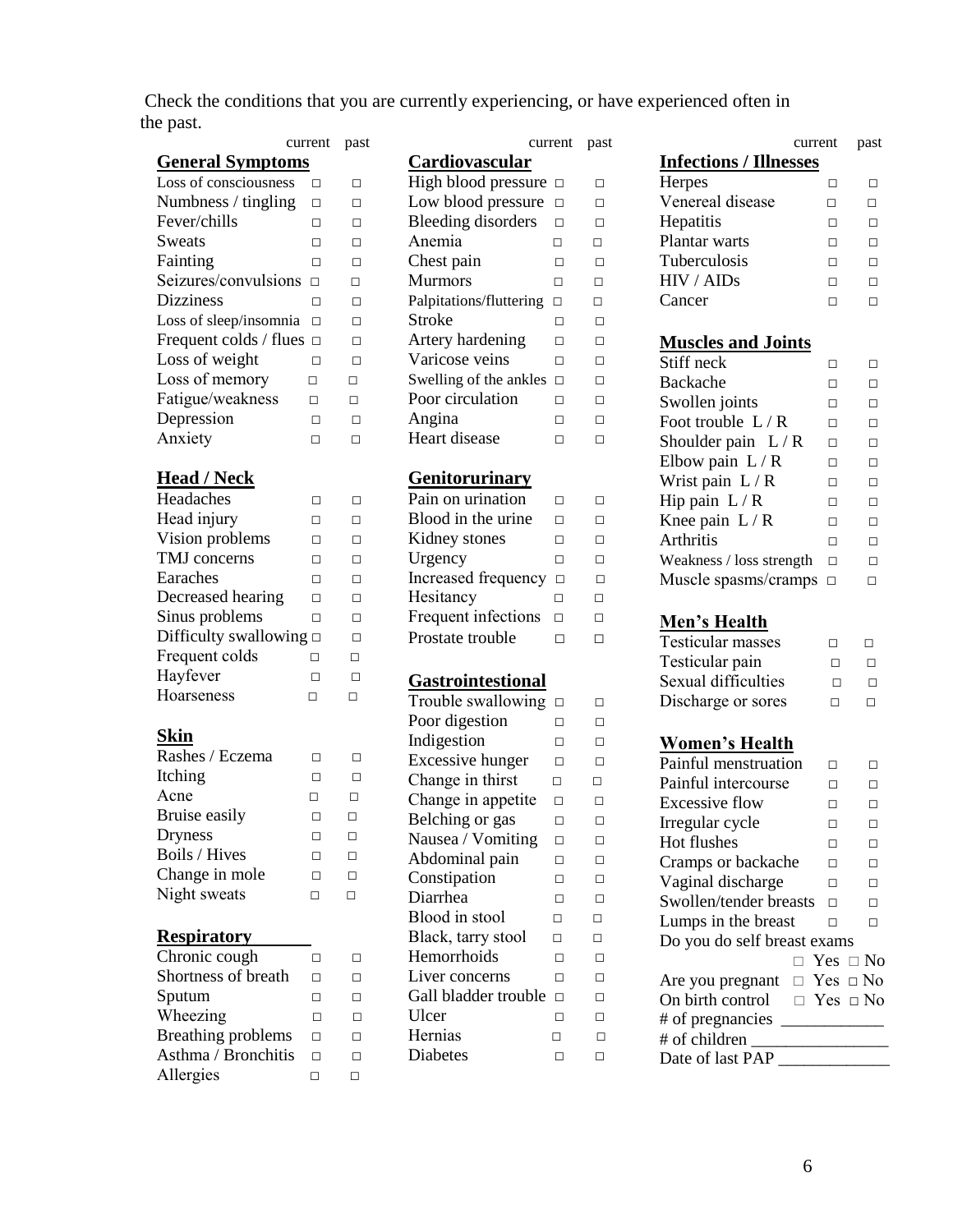Check the conditions that you are currently experiencing, or have experienced often in the past.

### General Symptoms

| | current | past |
| --- | --- | --- |
| Loss of consciousness | □ | □ |
| Numbness / tingling | □ | □ |
| Fever/chills | □ | □ |
| Sweats | □ | □ |
| Fainting | □ | □ |
| Seizures/convulsions | □ | □ |
| Dizziness | □ | □ |
| Loss of sleep/insomnia | □ | □ |
| Frequent colds / flues | □ | □ |
| Loss of weight | □ | □ |
| Loss of memory | □ | □ |
| Fatigue/weakness | □ | □ |
| Depression | □ | □ |
| Anxiety | □ | □ |

### Head / Neck

| | current | past |
| --- | --- | --- |
| Headaches | □ | □ |
| Head injury | □ | □ |
| Vision problems | □ | □ |
| TMJ concerns | □ | □ |
| Earaches | □ | □ |
| Decreased hearing | □ | □ |
| Sinus problems | □ | □ |
| Difficulty swallowing | □ | □ |
| Frequent colds | □ | □ |
| Hayfever | □ | □ |
| Hoarseness | □ | □ |

### Skin

| | current | past |
| --- | --- | --- |
| Rashes / Eczema | □ | □ |
| Itching | □ | □ |
| Acne | □ | □ |
| Bruise easily | □ | □ |
| Dryness | □ | □ |
| Boils / Hives | □ | □ |
| Change in mole | □ | □ |
| Night sweats | □ | □ |

### Respiratory

| | current | past |
| --- | --- | --- |
| Chronic cough | □ | □ |
| Shortness of breath | □ | □ |
| Sputum | □ | □ |
| Wheezing | □ | □ |
| Breathing problems | □ | □ |
| Asthma / Bronchitis | □ | □ |
| Allergies | □ | □ |

### Cardiovascular

| | current | past |
| --- | --- | --- |
| High blood pressure | □ | □ |
| Low blood pressure | □ | □ |
| Bleeding disorders | □ | □ |
| Anemia | □ | □ |
| Chest pain | □ | □ |
| Murmors | □ | □ |
| Palpitations/fluttering | □ | □ |
| Stroke | □ | □ |
| Artery hardening | □ | □ |
| Varicose veins | □ | □ |
| Swelling of the ankles | □ | □ |
| Poor circulation | □ | □ |
| Angina | □ | □ |
| Heart disease | □ | □ |

### Genitorurinary

| | current | past |
| --- | --- | --- |
| Pain on urination | □ | □ |
| Blood in the urine | □ | □ |
| Kidney stones | □ | □ |
| Urgency | □ | □ |
| Increased frequency | □ | □ |
| Hesitancy | □ | □ |
| Frequent infections | □ | □ |
| Prostate trouble | □ | □ |

### Gastrointestional

| | current | past |
| --- | --- | --- |
| Trouble swallowing | □ | □ |
| Poor digestion | □ | □ |
| Indigestion | □ | □ |
| Excessive hunger | □ | □ |
| Change in thirst | □ | □ |
| Change in appetite | □ | □ |
| Belching or gas | □ | □ |
| Nausea / Vomiting | □ | □ |
| Abdominal pain | □ | □ |
| Constipation | □ | □ |
| Diarrhea | □ | □ |
| Blood in stool | □ | □ |
| Black, tarry stool | □ | □ |
| Hemorrhoids | □ | □ |
| Liver concerns | □ | □ |
| Gall bladder trouble | □ | □ |
| Ulcer | □ | □ |
| Hernias | □ | □ |
| Diabetes | □ | □ |

### Infections / Illnesses

| | current | past |
| --- | --- | --- |
| Herpes | □ | □ |
| Venereal disease | □ | □ |
| Hepatitis | □ | □ |
| Plantar warts | □ | □ |
| Tuberculosis | □ | □ |
| HIV / AIDs | □ | □ |
| Cancer | □ | □ |

### Muscles and Joints

| | current | past |
| --- | --- | --- |
| Stiff neck | □ | □ |
| Backache | □ | □ |
| Swollen joints | □ | □ |
| Foot trouble L / R | □ | □ |
| Shoulder pain L / R | □ | □ |
| Elbow pain L / R | □ | □ |
| Wrist pain L / R | □ | □ |
| Hip pain L / R | □ | □ |
| Knee pain L / R | □ | □ |
| Arthritis | □ | □ |
| Weakness / loss strength | □ | □ |
| Muscle spasms/cramps | □ | □ |

### Men's Health

| | current | past |
| --- | --- | --- |
| Testicular masses | □ | □ |
| Testicular pain | □ | □ |
| Sexual difficulties | □ | □ |
| Discharge or sores | □ | □ |

### Women's Health

| | current | past |
| --- | --- | --- |
| Painful menstruation | □ | □ |
| Painful intercourse | □ | □ |
| Excessive flow | □ | □ |
| Irregular cycle | □ | □ |
| Hot flushes | □ | □ |
| Cramps or backache | □ | □ |
| Vaginal discharge | □ | □ |
| Swollen/tender breasts | □ | □ |
| Lumps in the breast | □ | □ |

Do you do self breast exams □ Yes □ No

Are you pregnant □ Yes □ No

On birth control □ Yes □ No

# of pregnancies ____________

# of children ________________

Date of last PAP _____________